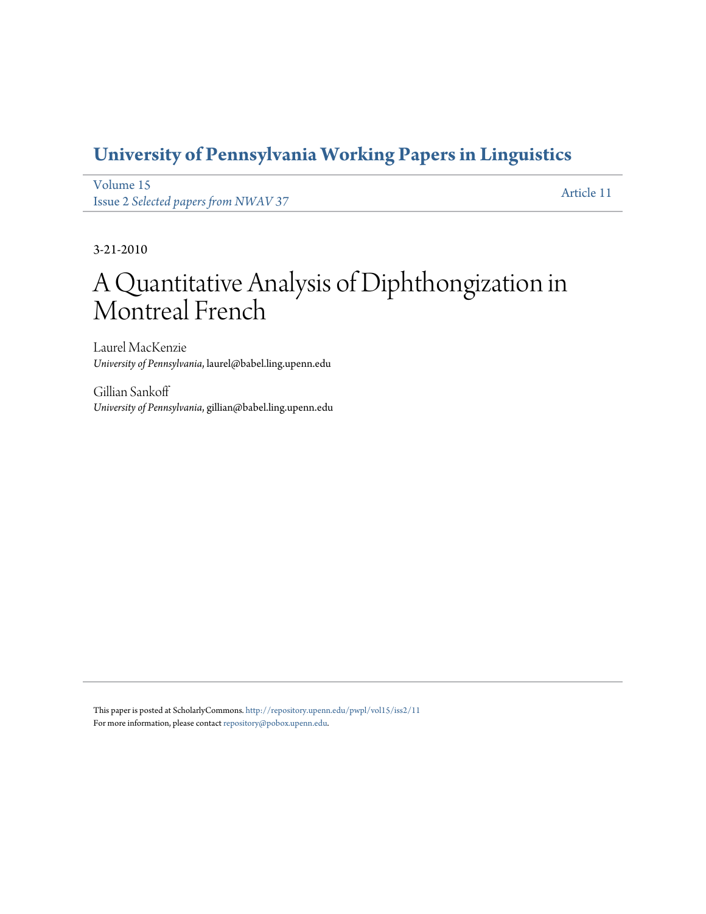# University of Pennsylvania Working Papers in Linguistics

Volume 15
Issue 2 *Selected papers from NWAV 37*

Article 11

3-21-2010

# A Quantitative Analysis of Diphthongization in Montreal French

Laurel MacKenzie
*University of Pennsylvania*, laurel@babel.ling.upenn.edu

Gillian Sankoff
*University of Pennsylvania*, gillian@babel.ling.upenn.edu

This paper is posted at ScholarlyCommons. http://repository.upenn.edu/pwpl/vol15/iss2/11
For more information, please contact repository@pobox.upenn.edu.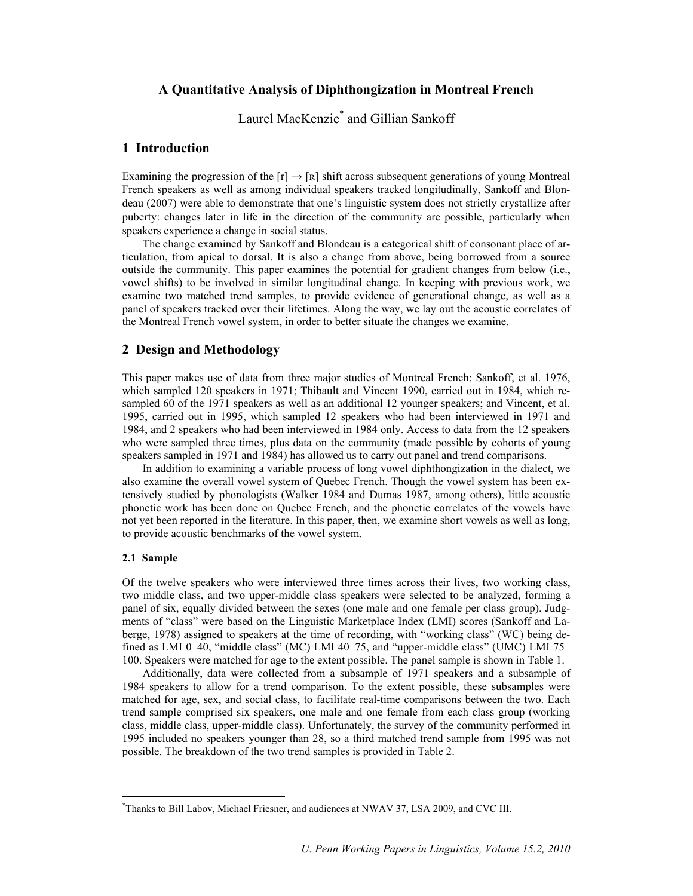# A Quantitative Analysis of Diphthongization in Montreal French

Laurel MacKenzie* and Gillian Sankoff

## 1 Introduction

Examining the progression of the [r] → [ʀ] shift across subsequent generations of young Montreal French speakers as well as among individual speakers tracked longitudinally, Sankoff and Blondeau (2007) were able to demonstrate that one's linguistic system does not strictly crystallize after puberty: changes later in life in the direction of the community are possible, particularly when speakers experience a change in social status.

The change examined by Sankoff and Blondeau is a categorical shift of consonant place of articulation, from apical to dorsal. It is also a change from above, being borrowed from a source outside the community. This paper examines the potential for gradient changes from below (i.e., vowel shifts) to be involved in similar longitudinal change. In keeping with previous work, we examine two matched trend samples, to provide evidence of generational change, as well as a panel of speakers tracked over their lifetimes. Along the way, we lay out the acoustic correlates of the Montreal French vowel system, in order to better situate the changes we examine.

## 2 Design and Methodology

This paper makes use of data from three major studies of Montreal French: Sankoff, et al. 1976, which sampled 120 speakers in 1971; Thibault and Vincent 1990, carried out in 1984, which resampled 60 of the 1971 speakers as well as an additional 12 younger speakers; and Vincent, et al. 1995, carried out in 1995, which sampled 12 speakers who had been interviewed in 1971 and 1984, and 2 speakers who had been interviewed in 1984 only. Access to data from the 12 speakers who were sampled three times, plus data on the community (made possible by cohorts of young speakers sampled in 1971 and 1984) has allowed us to carry out panel and trend comparisons.

In addition to examining a variable process of long vowel diphthongization in the dialect, we also examine the overall vowel system of Quebec French. Though the vowel system has been extensively studied by phonologists (Walker 1984 and Dumas 1987, among others), little acoustic phonetic work has been done on Quebec French, and the phonetic correlates of the vowels have not yet been reported in the literature. In this paper, then, we examine short vowels as well as long, to provide acoustic benchmarks of the vowel system.

### 2.1 Sample

Of the twelve speakers who were interviewed three times across their lives, two working class, two middle class, and two upper-middle class speakers were selected to be analyzed, forming a panel of six, equally divided between the sexes (one male and one female per class group). Judgments of "class" were based on the Linguistic Marketplace Index (LMI) scores (Sankoff and Laberge, 1978) assigned to speakers at the time of recording, with "working class" (WC) being defined as LMI 0–40, "middle class" (MC) LMI 40–75, and "upper-middle class" (UMC) LMI 75–100. Speakers were matched for age to the extent possible. The panel sample is shown in Table 1.

Additionally, data were collected from a subsample of 1971 speakers and a subsample of 1984 speakers to allow for a trend comparison. To the extent possible, these subsamples were matched for age, sex, and social class, to facilitate real-time comparisons between the two. Each trend sample comprised six speakers, one male and one female from each class group (working class, middle class, upper-middle class). Unfortunately, the survey of the community performed in 1995 included no speakers younger than 28, so a third matched trend sample from 1995 was not possible. The breakdown of the two trend samples is provided in Table 2.

*Thanks to Bill Labov, Michael Friesner, and audiences at NWAV 37, LSA 2009, and CVC III.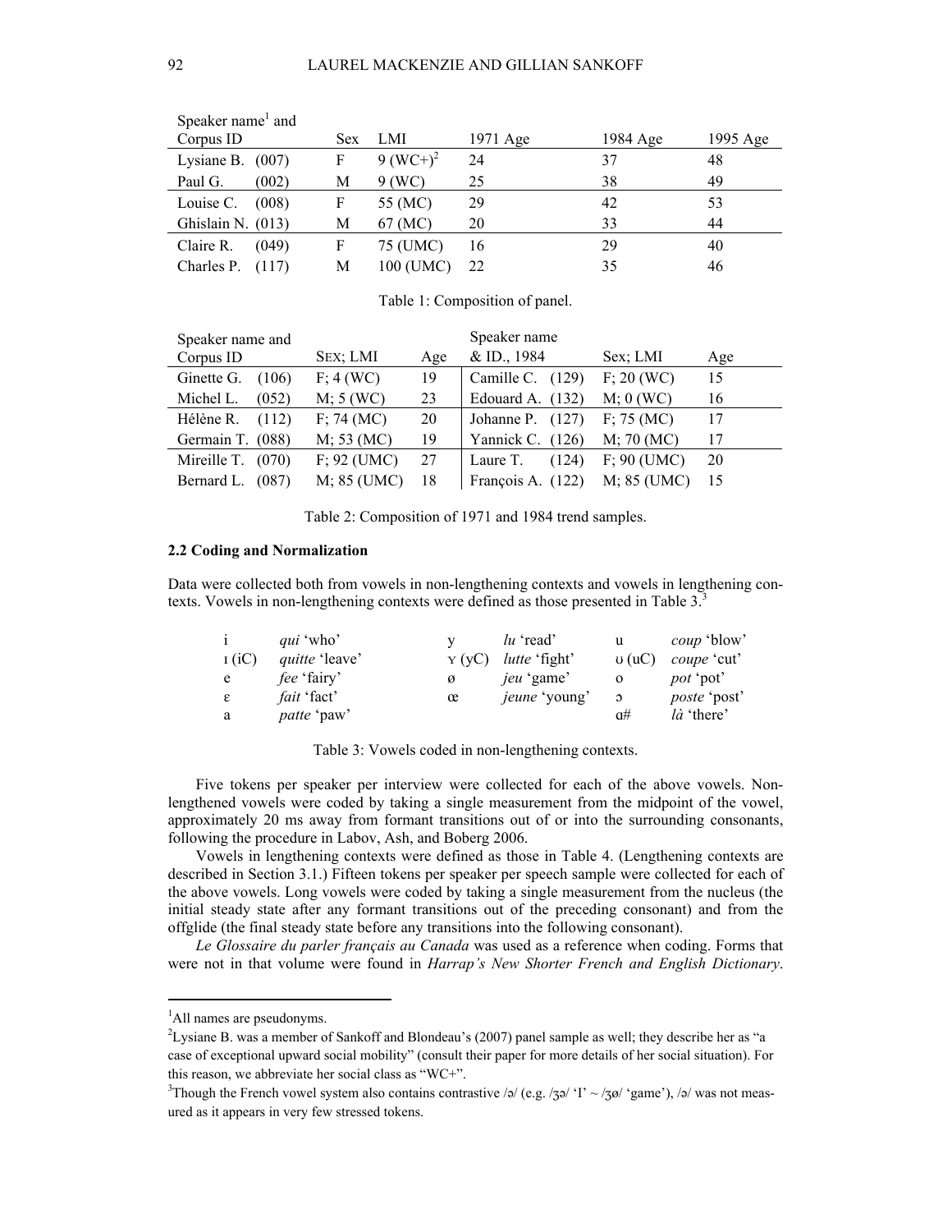| Speaker name[1] and Corpus ID | Sex | LMI | 1971 Age | 1984 Age | 1995 Age |
|---|---|---|---|---|---|
| Lysiane B. (007) | F | 9 (WC+)[2] | 24 | 37 | 48 |
| Paul G. (002) | M | 9 (WC) | 25 | 38 | 49 |
| Louise C. (008) | F | 55 (MC) | 29 | 42 | 53 |
| Ghislain N. (013) | M | 67 (MC) | 20 | 33 | 44 |
| Claire R. (049) | F | 75 (UMC) | 16 | 29 | 40 |
| Charles P. (117) | M | 100 (UMC) | 22 | 35 | 46 |

Table 1: Composition of panel.

| Speaker name and Corpus ID | Sex; LMI | Age | Speaker name & ID., 1984 | Sex; LMI | Age |
|---|---|---|---|---|---|
| Ginette G. (106) | F; 4 (WC) | 19 | Camille C. (129) | F; 20 (WC) | 15 |
| Michel L. (052) | M; 5 (WC) | 23 | Edouard A. (132) | M; 0 (WC) | 16 |
| Hélène R. (112) | F; 74 (MC) | 20 | Johanne P. (127) | F; 75 (MC) | 17 |
| Germain T. (088) | M; 53 (MC) | 19 | Yannick C. (126) | M; 70 (MC) | 17 |
| Mireille T. (070) | F; 92 (UMC) | 27 | Laure T. (124) | F; 90 (UMC) | 20 |
| Bernard L. (087) | M; 85 (UMC) | 18 | François A. (122) | M; 85 (UMC) | 15 |

Table 2: Composition of 1971 and 1984 trend samples.

### 2.2 Coding and Normalization

Data were collected both from vowels in non-lengthening contexts and vowels in lengthening contexts. Vowels in non-lengthening contexts were defined as those presented in Table 3.[3]

| | | | | | |
|---|---|---|---|---|---|
| i | *qui* 'who' | y | *lu* 'read' | u | *coup* 'blow' |
| ɪ (iC) | *quitte* 'leave' | ʏ (yC) | *lutte* 'fight' | ʊ (uC) | *coupe* 'cut' |
| e | *fee* 'fairy' | ø | *jeu* 'game' | o | *pot* 'pot' |
| ɛ | *fait* 'fact' | œ | *jeune* 'young' | ɔ | *poste* 'post' |
| a | *patte* 'paw' | | | ɑ# | *là* 'there' |

Table 3: Vowels coded in non-lengthening contexts.

Five tokens per speaker per interview were collected for each of the above vowels. Non-lengthened vowels were coded by taking a single measurement from the midpoint of the vowel, approximately 20 ms away from formant transitions out of or into the surrounding consonants, following the procedure in Labov, Ash, and Boberg 2006.

Vowels in lengthening contexts were defined as those in Table 4. (Lengthening contexts are described in Section 3.1.) Fifteen tokens per speaker per speech sample were collected for each of the above vowels. Long vowels were coded by taking a single measurement from the nucleus (the initial steady state after any formant transitions out of the preceding consonant) and from the offglide (the final steady state before any transitions into the following consonant).

*Le Glossaire du parler français au Canada* was used as a reference when coding. Forms that were not in that volume were found in *Harrap's New Shorter French and English Dictionary*.

[1] All names are pseudonyms.

[2] Lysiane B. was a member of Sankoff and Blondeau's (2007) panel sample as well; they describe her as "a case of exceptional upward social mobility" (consult their paper for more details of her social situation). For this reason, we abbreviate her social class as "WC+".

[3] Though the French vowel system also contains contrastive /ə/ (e.g. /ʒə/ 'I' ~ /ʒø/ 'game'), /ə/ was not measured as it appears in very few stressed tokens.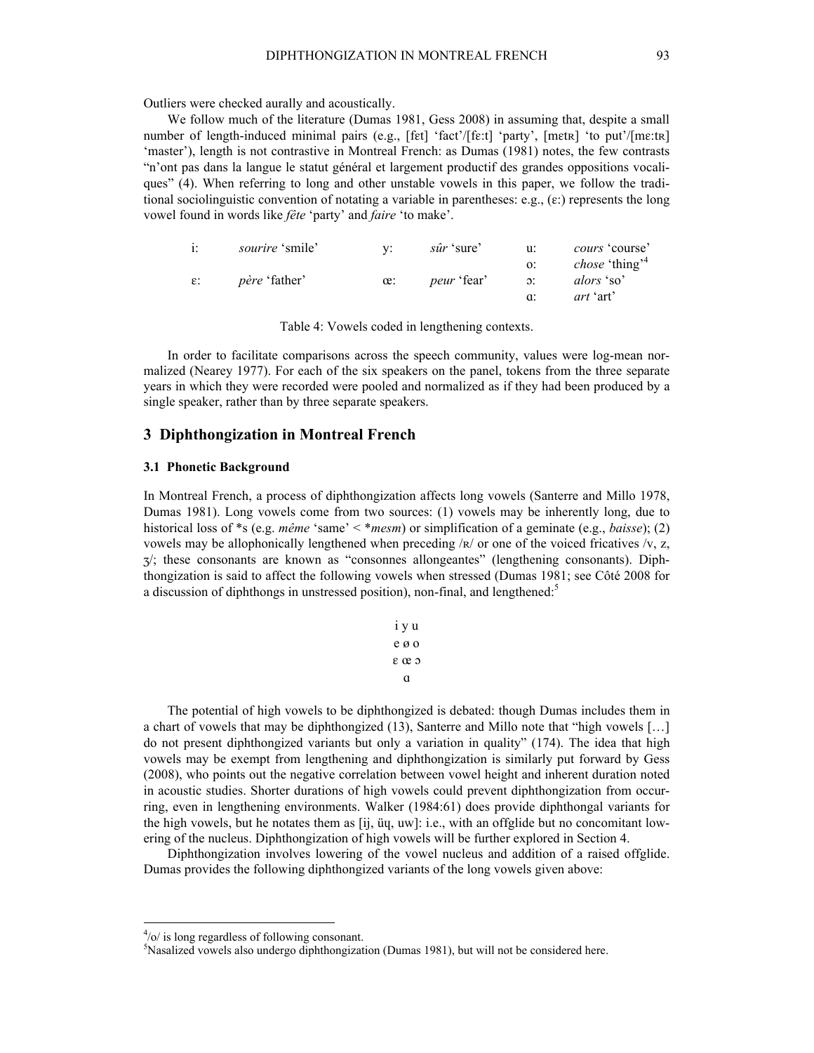Outliers were checked aurally and acoustically.

We follow much of the literature (Dumas 1981, Gess 2008) in assuming that, despite a small number of length-induced minimal pairs (e.g., [fɛt] 'fact'/[fɛːt] 'party', [mɛtʁ] 'to put'/[mɛːtʁ] 'master'), length is not contrastive in Montreal French: as Dumas (1981) notes, the few contrasts "n'ont pas dans la langue le statut général et largement productif des grandes oppositions vocaliques" (4). When referring to long and other unstable vowels in this paper, we follow the traditional sociolinguistic convention of notating a variable in parentheses: e.g., (ɛː) represents the long vowel found in words like *fête* 'party' and *faire* 'to make'.

| | | | | | |
|---|---|---|---|---|---|
| iː | *sourire* 'smile' | yː | *sûr* 'sure' | uː | *cours* 'course' |
| | | | | oː | *chose* 'thing'[4] |
| ɛː | *père* 'father' | œː | *peur* 'fear' | ɔː | *alors* 'so' |
| | | | | ɑː | *art* 'art' |

Table 4: Vowels coded in lengthening contexts.

In order to facilitate comparisons across the speech community, values were log-mean normalized (Nearey 1977). For each of the six speakers on the panel, tokens from the three separate years in which they were recorded were pooled and normalized as if they had been produced by a single speaker, rather than by three separate speakers.

## 3 Diphthongization in Montreal French

### 3.1 Phonetic Background

In Montreal French, a process of diphthongization affects long vowels (Santerre and Millo 1978, Dumas 1981). Long vowels come from two sources: (1) vowels may be inherently long, due to historical loss of \*s (e.g. *même* 'same' < \**mesm*) or simplification of a geminate (e.g., *baisse*); (2) vowels may be allophonically lengthened when preceding /ʁ/ or one of the voiced fricatives /v, z, ʒ/; these consonants are known as "consonnes allongeantes" (lengthening consonants). Diphthongization is said to affect the following vowels when stressed (Dumas 1981; see Côté 2008 for a discussion of diphthongs in unstressed position), non-final, and lengthened:[5]

i y u
e ø o
ɛ œ ɔ
ɑ

The potential of high vowels to be diphthongized is debated: though Dumas includes them in a chart of vowels that may be diphthongized (13), Santerre and Millo note that "high vowels […] do not present diphthongized variants but only a variation in quality" (174). The idea that high vowels may be exempt from lengthening and diphthongization is similarly put forward by Gess (2008), who points out the negative correlation between vowel height and inherent duration noted in acoustic studies. Shorter durations of high vowels could prevent diphthongization from occurring, even in lengthening environments. Walker (1984:61) does provide diphthongal variants for the high vowels, but he notates them as [ij, üɥ, uw]: i.e., with an offglide but no concomitant lowering of the nucleus. Diphthongization of high vowels will be further explored in Section 4.

Diphthongization involves lowering of the vowel nucleus and addition of a raised offglide. Dumas provides the following diphthongized variants of the long vowels given above:

[4] /o/ is long regardless of following consonant.

[5] Nasalized vowels also undergo diphthongization (Dumas 1981), but will not be considered here.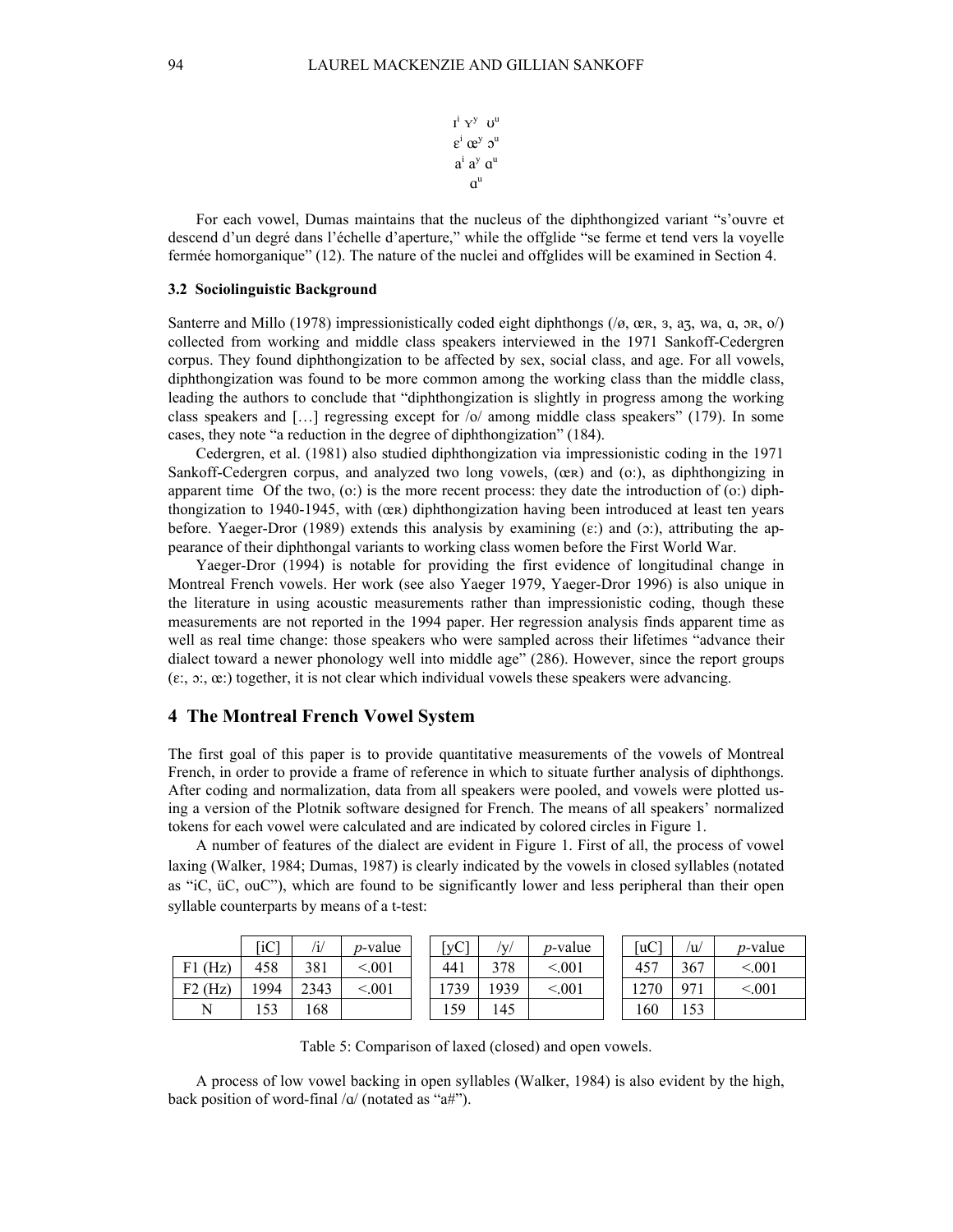ɪ^i ʏ^y ʊ^u

ɛ^i œ^y ɔ^u

a^i a^y ɑ^u

ɑ^u

For each vowel, Dumas maintains that the nucleus of the diphthongized variant "s'ouvre et descend d'un degré dans l'échelle d'aperture," while the offglide "se ferme et tend vers la voyelle fermée homorganique" (12). The nature of the nuclei and offglides will be examined in Section 4.

### 3.2 Sociolinguistic Background

Santerre and Millo (1978) impressionistically coded eight diphthongs (/ø, œʀ, ɜ, aʒ, wa, ɑ, ɔʀ, o/) collected from working and middle class speakers interviewed in the 1971 Sankoff-Cedergren corpus. They found diphthongization to be affected by sex, social class, and age. For all vowels, diphthongization was found to be more common among the working class than the middle class, leading the authors to conclude that "diphthongization is slightly in progress among the working class speakers and […] regressing except for /o/ among middle class speakers" (179). In some cases, they note "a reduction in the degree of diphthongization" (184).

Cedergren, et al. (1981) also studied diphthongization via impressionistic coding in the 1971 Sankoff-Cedergren corpus, and analyzed two long vowels, (œʀ) and (o:), as diphthongizing in apparent time Of the two, (o:) is the more recent process: they date the introduction of (o:) diphthongization to 1940-1945, with (œʀ) diphthongization having been introduced at least ten years before. Yaeger-Dror (1989) extends this analysis by examining (ɛ:) and (ɔ:), attributing the appearance of their diphthongal variants to working class women before the First World War.

Yaeger-Dror (1994) is notable for providing the first evidence of longitudinal change in Montreal French vowels. Her work (see also Yaeger 1979, Yaeger-Dror 1996) is also unique in the literature in using acoustic measurements rather than impressionistic coding, though these measurements are not reported in the 1994 paper. Her regression analysis finds apparent time as well as real time change: those speakers who were sampled across their lifetimes "advance their dialect toward a newer phonology well into middle age" (286). However, since the report groups (ɛ:, ɔ:, œ:) together, it is not clear which individual vowels these speakers were advancing.

## 4 The Montreal French Vowel System

The first goal of this paper is to provide quantitative measurements of the vowels of Montreal French, in order to provide a frame of reference in which to situate further analysis of diphthongs. After coding and normalization, data from all speakers were pooled, and vowels were plotted using a version of the Plotnik software designed for French. The means of all speakers' normalized tokens for each vowel were calculated and are indicated by colored circles in Figure 1.

A number of features of the dialect are evident in Figure 1. First of all, the process of vowel laxing (Walker, 1984; Dumas, 1987) is clearly indicated by the vowels in closed syllables (notated as "iC, üC, ouC"), which are found to be significantly lower and less peripheral than their open syllable counterparts by means of a t-test:

| | [iC] | /i/ | *p*-value | [yC] | /y/ | *p*-value | [uC] | /u/ | *p*-value |
|---|---|---|---|---|---|---|---|---|---|
| F1 (Hz) | 458 | 381 | <.001 | 441 | 378 | <.001 | 457 | 367 | <.001 |
| F2 (Hz) | 1994 | 2343 | <.001 | 1739 | 1939 | <.001 | 1270 | 971 | <.001 |
| N | 153 | 168 | | 159 | 145 | | 160 | 153 | |

Table 5: Comparison of laxed (closed) and open vowels.

A process of low vowel backing in open syllables (Walker, 1984) is also evident by the high, back position of word-final /ɑ/ (notated as "a#").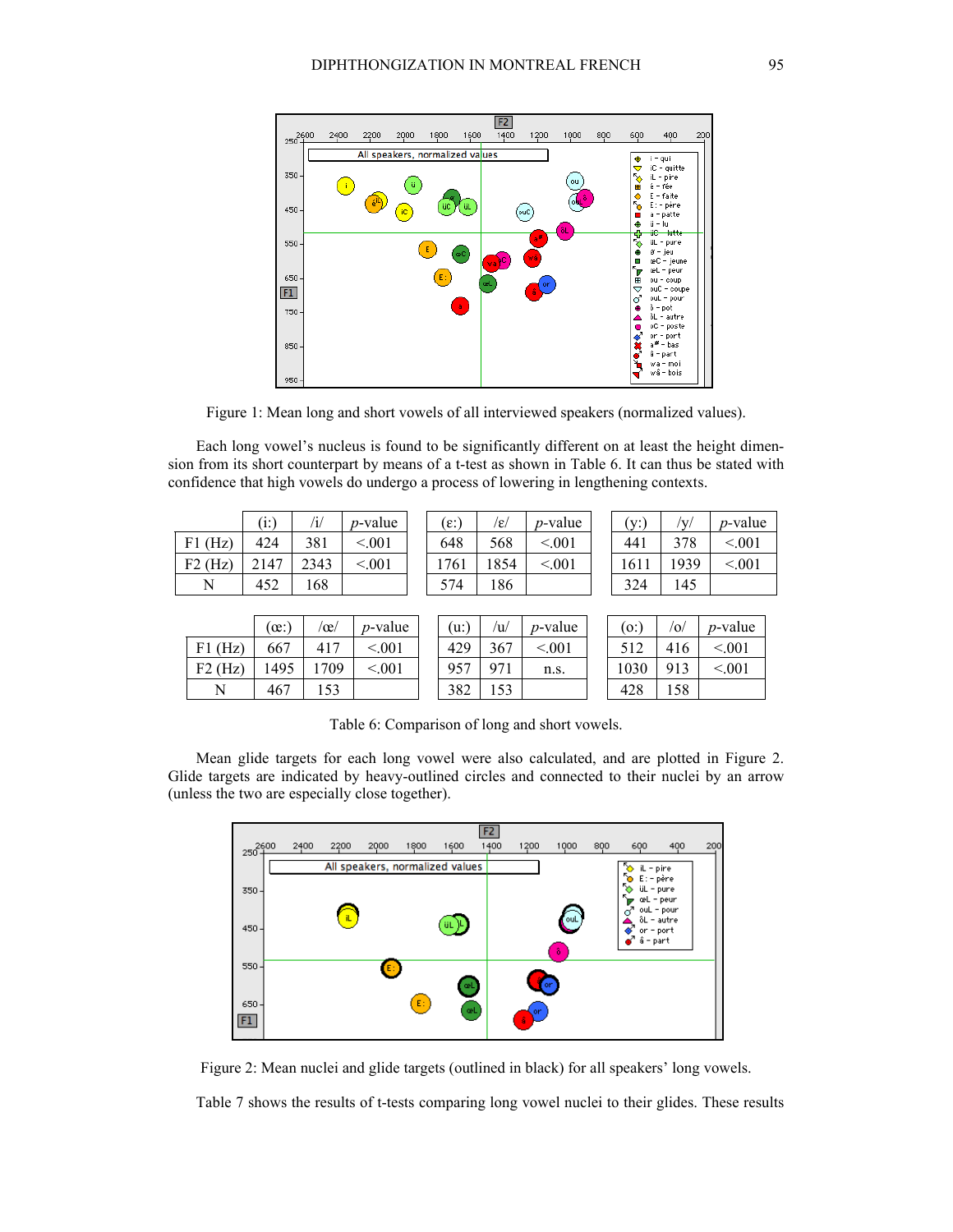Figure 1: Mean long and short vowels of all interviewed speakers (normalized values).

Each long vowel's nucleus is found to be significantly different on at least the height dimension from its short counterpart by means of a t-test as shown in Table 6. It can thus be stated with confidence that high vowels do undergo a process of lowering in lengthening contexts.

|  | (iː) | /i/ | *p*-value | (ɛː) | /ɛ/ | *p*-value | (yː) | /y/ | *p*-value |
|---|---|---|---|---|---|---|---|---|---|
| F1 (Hz) | 424 | 381 | <.001 | 648 | 568 | <.001 | 441 | 378 | <.001 |
| F2 (Hz) | 2147 | 2343 | <.001 | 1761 | 1854 | <.001 | 1611 | 1939 | <.001 |
| N | 452 | 168 |  | 574 | 186 |  | 324 | 145 |  |

|  | (œː) | /œ/ | *p*-value | (uː) | /u/ | *p*-value | (oː) | /o/ | *p*-value |
|---|---|---|---|---|---|---|---|---|---|
| F1 (Hz) | 667 | 417 | <.001 | 429 | 367 | <.001 | 512 | 416 | <.001 |
| F2 (Hz) | 1495 | 1709 | <.001 | 957 | 971 | n.s. | 1030 | 913 | <.001 |
| N | 467 | 153 |  | 382 | 153 |  | 428 | 158 |  |

Table 6: Comparison of long and short vowels.

Mean glide targets for each long vowel were also calculated, and are plotted in Figure 2. Glide targets are indicated by heavy-outlined circles and connected to their nuclei by an arrow (unless the two are especially close together).

Figure 2: Mean nuclei and glide targets (outlined in black) for all speakers' long vowels.

Table 7 shows the results of t-tests comparing long vowel nuclei to their glides. These results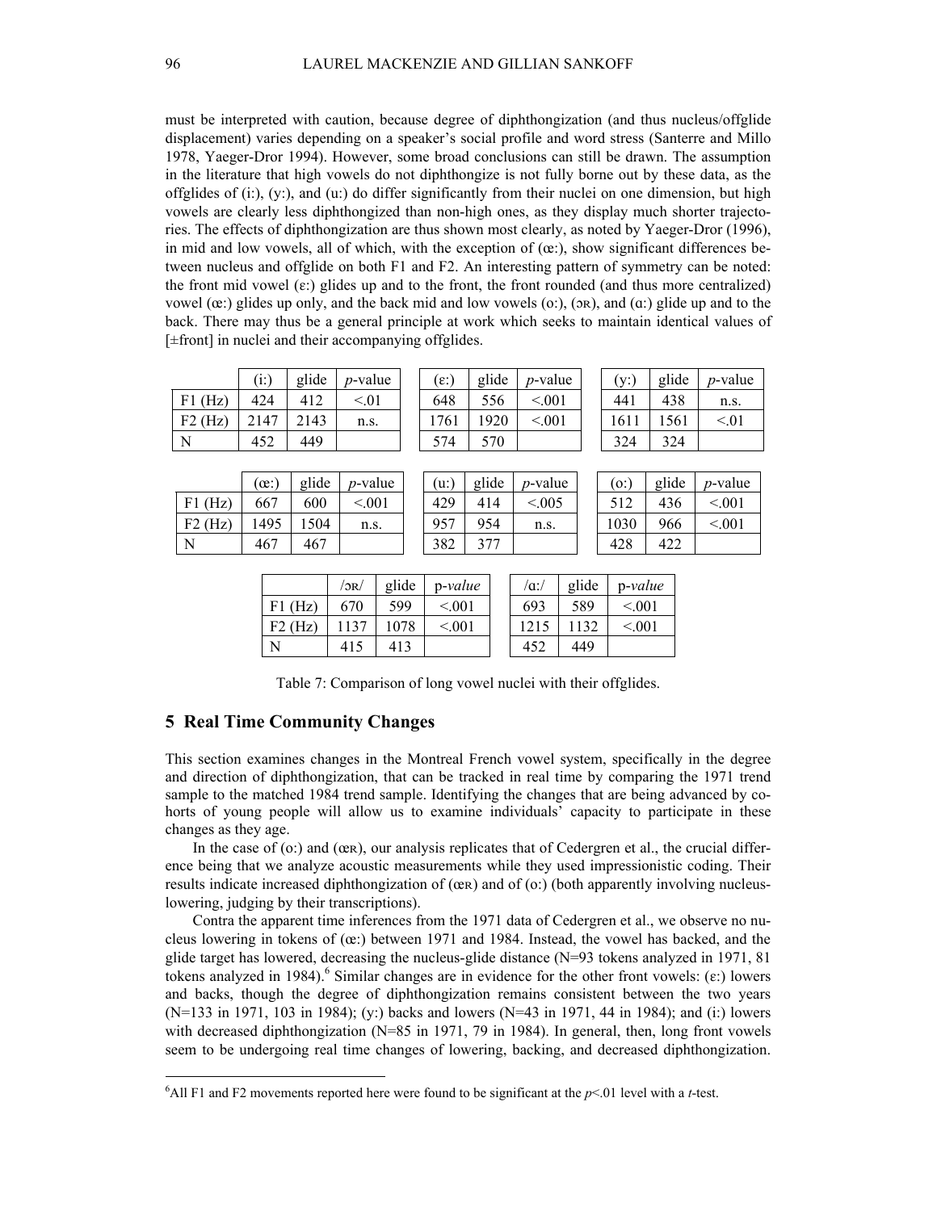must be interpreted with caution, because degree of diphthongization (and thus nucleus/offglide displacement) varies depending on a speaker's social profile and word stress (Santerre and Millo 1978, Yaeger-Dror 1994). However, some broad conclusions can still be drawn. The assumption in the literature that high vowels do not diphthongize is not fully borne out by these data, as the offglides of (i:), (y:), and (u:) do differ significantly from their nuclei on one dimension, but high vowels are clearly less diphthongized than non-high ones, as they display much shorter trajectories. The effects of diphthongization are thus shown most clearly, as noted by Yaeger-Dror (1996), in mid and low vowels, all of which, with the exception of (œ:), show significant differences between nucleus and offglide on both F1 and F2. An interesting pattern of symmetry can be noted: the front mid vowel (ɛ:) glides up and to the front, the front rounded (and thus more centralized) vowel (œ:) glides up only, and the back mid and low vowels (o:), (ɔʀ), and (ɑ:) glide up and to the back. There may thus be a general principle at work which seeks to maintain identical values of [±front] in nuclei and their accompanying offglides.

| | (i:) | glide | *p*-value |
|---|---|---|---|
| F1 (Hz) | 424 | 412 | <.01 |
| F2 (Hz) | 2147 | 2143 | n.s. |
| N | 452 | 449 | |

| | (ɛ:) | glide | *p*-value |
|---|---|---|---|
| F1 (Hz) | 648 | 556 | <.001 |
| F2 (Hz) | 1761 | 1920 | <.001 |
| N | 574 | 570 | |

| | (y:) | glide | *p*-value |
|---|---|---|---|
| F1 (Hz) | 441 | 438 | n.s. |
| F2 (Hz) | 1611 | 1561 | <.01 |
| N | 324 | 324 | |

| | (œ:) | glide | *p*-value |
|---|---|---|---|
| F1 (Hz) | 667 | 600 | <.001 |
| F2 (Hz) | 1495 | 1504 | n.s. |
| N | 467 | 467 | |

| | (u:) | glide | *p*-value |
|---|---|---|---|
| F1 (Hz) | 429 | 414 | <.005 |
| F2 (Hz) | 957 | 954 | n.s. |
| N | 382 | 377 | |

| | (o:) | glide | *p*-value |
|---|---|---|---|
| F1 (Hz) | 512 | 436 | <.001 |
| F2 (Hz) | 1030 | 966 | <.001 |
| N | 428 | 422 | |

| | /ɔʀ/ | glide | p-*value* |
|---|---|---|---|
| F1 (Hz) | 670 | 599 | <.001 |
| F2 (Hz) | 1137 | 1078 | <.001 |
| N | 415 | 413 | |

| | /ɑ:/ | glide | p-*value* |
|---|---|---|---|
| F1 (Hz) | 693 | 589 | <.001 |
| F2 (Hz) | 1215 | 1132 | <.001 |
| N | 452 | 449 | |

Table 7: Comparison of long vowel nuclei with their offglides.

## 5 Real Time Community Changes

This section examines changes in the Montreal French vowel system, specifically in the degree and direction of diphthongization, that can be tracked in real time by comparing the 1971 trend sample to the matched 1984 trend sample. Identifying the changes that are being advanced by cohorts of young people will allow us to examine individuals' capacity to participate in these changes as they age.

In the case of (o:) and (œʀ), our analysis replicates that of Cedergren et al., the crucial difference being that we analyze acoustic measurements while they used impressionistic coding. Their results indicate increased diphthongization of (œʀ) and of (o:) (both apparently involving nucleus-lowering, judging by their transcriptions).

Contra the apparent time inferences from the 1971 data of Cedergren et al., we observe no nucleus lowering in tokens of (œ:) between 1971 and 1984. Instead, the vowel has backed, and the glide target has lowered, decreasing the nucleus-glide distance (N=93 tokens analyzed in 1971, 81 tokens analyzed in 1984).[6] Similar changes are in evidence for the other front vowels: (ɛ:) lowers and backs, though the degree of diphthongization remains consistent between the two years (N=133 in 1971, 103 in 1984); (y:) backs and lowers (N=43 in 1971, 44 in 1984); and (i:) lowers with decreased diphthongization (N=85 in 1971, 79 in 1984). In general, then, long front vowels seem to be undergoing real time changes of lowering, backing, and decreased diphthongization.

[6]All F1 and F2 movements reported here were found to be significant at the $p<.01$ level with a *t*-test.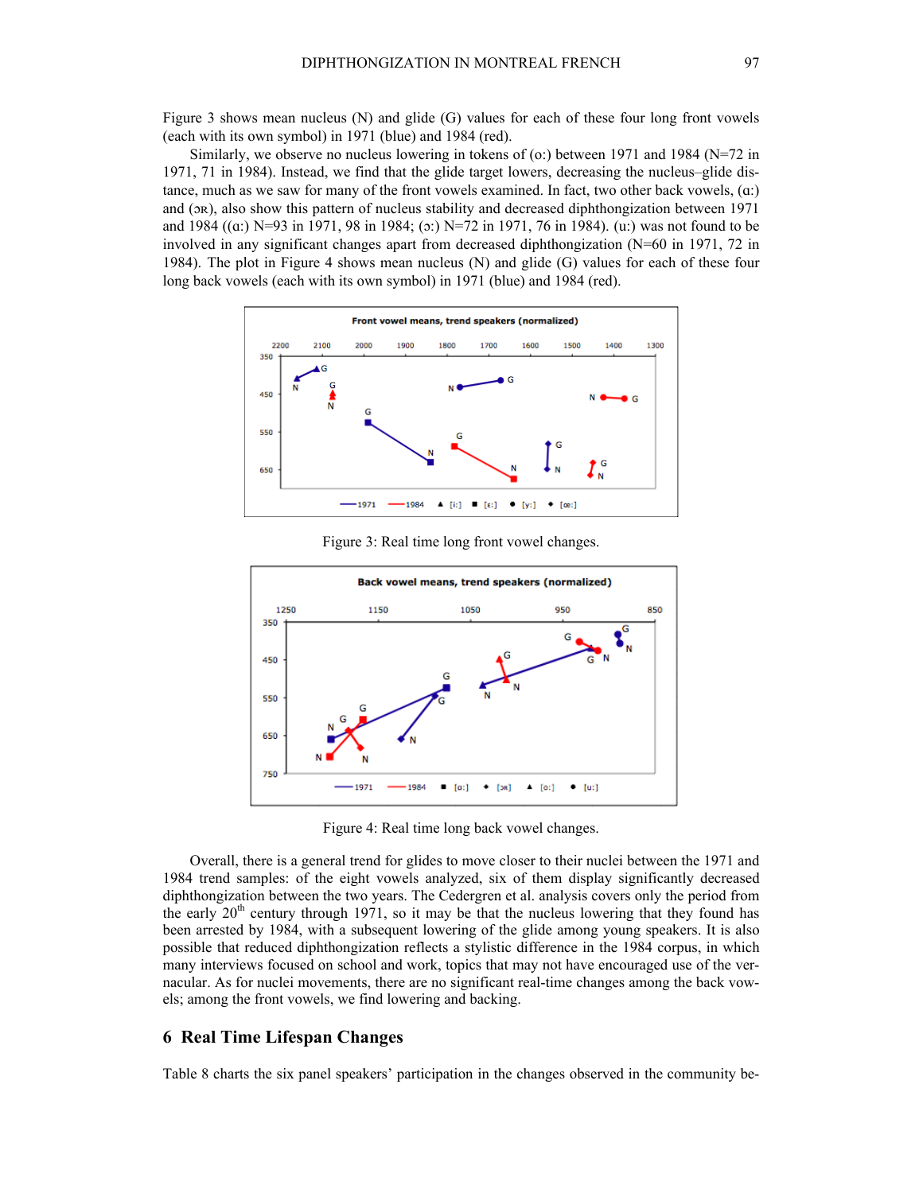Figure 3 shows mean nucleus (N) and glide (G) values for each of these four long front vowels (each with its own symbol) in 1971 (blue) and 1984 (red).

Similarly, we observe no nucleus lowering in tokens of (oː) between 1971 and 1984 (N=72 in 1971, 71 in 1984). Instead, we find that the glide target lowers, decreasing the nucleus–glide distance, much as we saw for many of the front vowels examined. In fact, two other back vowels, (ɑː) and (ɔʀ), also show this pattern of nucleus stability and decreased diphthongization between 1971 and 1984 ((ɑː) N=93 in 1971, 98 in 1984; (ɔː) N=72 in 1971, 76 in 1984). (uː) was not found to be involved in any significant changes apart from decreased diphthongization (N=60 in 1971, 72 in 1984). The plot in Figure 4 shows mean nucleus (N) and glide (G) values for each of these four long back vowels (each with its own symbol) in 1971 (blue) and 1984 (red).

Figure 3: Real time long front vowel changes.

Figure 4: Real time long back vowel changes.

Overall, there is a general trend for glides to move closer to their nuclei between the 1971 and 1984 trend samples: of the eight vowels analyzed, six of them display significantly decreased diphthongization between the two years. The Cedergren et al. analysis covers only the period from the early 20th century through 1971, so it may be that the nucleus lowering that they found has been arrested by 1984, with a subsequent lowering of the glide among young speakers. It is also possible that reduced diphthongization reflects a stylistic difference in the 1984 corpus, in which many interviews focused on school and work, topics that may not have encouraged use of the vernacular. As for nuclei movements, there are no significant real-time changes among the back vowels; among the front vowels, we find lowering and backing.

## 6 Real Time Lifespan Changes

Table 8 charts the six panel speakers' participation in the changes observed in the community be-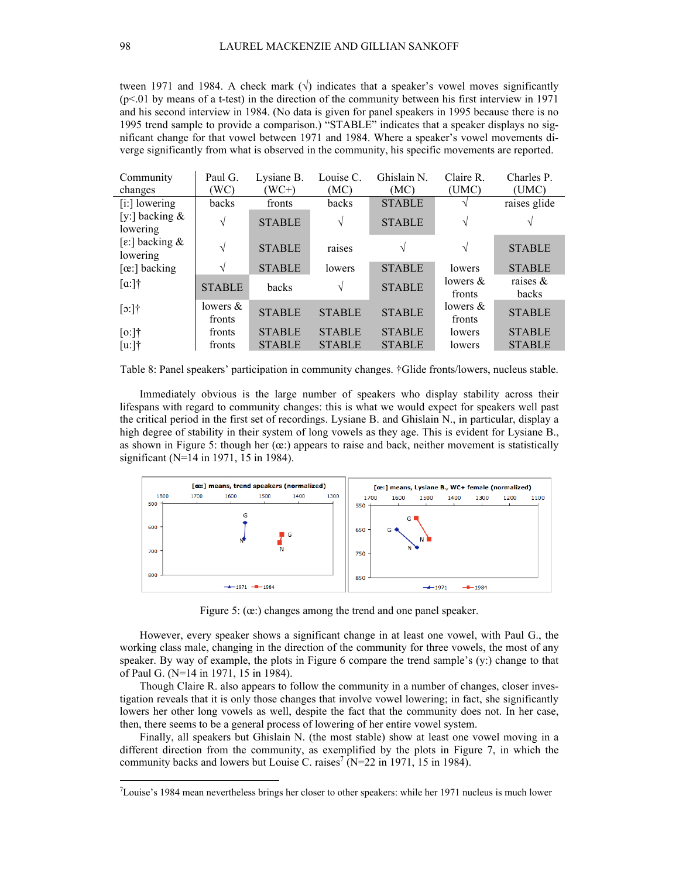tween 1971 and 1984. A check mark (√) indicates that a speaker's vowel moves significantly (p<.01 by means of a t-test) in the direction of the community between his first interview in 1971 and his second interview in 1984. (No data is given for panel speakers in 1995 because there is no 1995 trend sample to provide a comparison.) "STABLE" indicates that a speaker displays no significant change for that vowel between 1971 and 1984. Where a speaker's vowel movements diverge significantly from what is observed in the community, his specific movements are reported.

| Community changes | Paul G. (WC) | Lysiane B. (WC+) | Louise C. (MC) | Ghislain N. (MC) | Claire R. (UMC) | Charles P. (UMC) |
|---|---|---|---|---|---|---|
| [i:] lowering | backs | fronts | backs | STABLE | √ | raises glide |
| [y:] backing & lowering | √ | STABLE | √ | STABLE | √ | √ |
| [ɛ:] backing & lowering | √ | STABLE | raises | √ | √ | STABLE |
| [œ:] backing | √ | STABLE | lowers | STABLE | lowers | STABLE |
| [ɑ:]† | STABLE | backs | √ | STABLE | lowers & fronts | raises & backs |
| [ɔ:]† | lowers & fronts | STABLE | STABLE | STABLE | lowers & fronts | STABLE |
| [o:]† | fronts | STABLE | STABLE | STABLE | lowers | STABLE |
| [u:]† | fronts | STABLE | STABLE | STABLE | lowers | STABLE |

Table 8: Panel speakers' participation in community changes. †Glide fronts/lowers, nucleus stable.

Immediately obvious is the large number of speakers who display stability across their lifespans with regard to community changes: this is what we would expect for speakers well past the critical period in the first set of recordings. Lysiane B. and Ghislain N., in particular, display a high degree of stability in their system of long vowels as they age. This is evident for Lysiane B., as shown in Figure 5: though her (œ:) appears to raise and back, neither movement is statistically significant (N=14 in 1971, 15 in 1984).

Figure 5: (œ:) changes among the trend and one panel speaker.

However, every speaker shows a significant change in at least one vowel, with Paul G., the working class male, changing in the direction of the community for three vowels, the most of any speaker. By way of example, the plots in Figure 6 compare the trend sample's (y:) change to that of Paul G. (N=14 in 1971, 15 in 1984).

Though Claire R. also appears to follow the community in a number of changes, closer investigation reveals that it is only those changes that involve vowel lowering; in fact, she significantly lowers her other long vowels as well, despite the fact that the community does not. In her case, then, there seems to be a general process of lowering of her entire vowel system.

Finally, all speakers but Ghislain N. (the most stable) show at least one vowel moving in a different direction from the community, as exemplified by the plots in Figure 7, in which the community backs and lowers but Louise C. raises[7] (N=22 in 1971, 15 in 1984).

[7]Louise's 1984 mean nevertheless brings her closer to other speakers: while her 1971 nucleus is much lower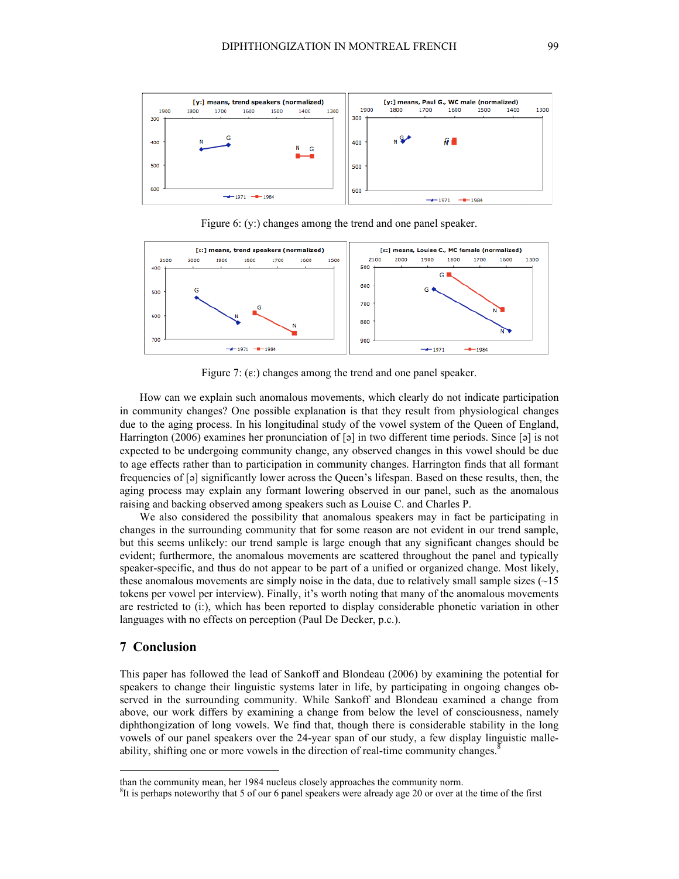Figure 6: (y:) changes among the trend and one panel speaker.

Figure 7: (ɛ:) changes among the trend and one panel speaker.

How can we explain such anomalous movements, which clearly do not indicate participation in community changes? One possible explanation is that they result from physiological changes due to the aging process. In his longitudinal study of the vowel system of the Queen of England, Harrington (2006) examines her pronunciation of [ə] in two different time periods. Since [ə] is not expected to be undergoing community change, any observed changes in this vowel should be due to age effects rather than to participation in community changes. Harrington finds that all formant frequencies of [ə] significantly lower across the Queen's lifespan. Based on these results, then, the aging process may explain any formant lowering observed in our panel, such as the anomalous raising and backing observed among speakers such as Louise C. and Charles P.

We also considered the possibility that anomalous speakers may in fact be participating in changes in the surrounding community that for some reason are not evident in our trend sample, but this seems unlikely: our trend sample is large enough that any significant changes should be evident; furthermore, the anomalous movements are scattered throughout the panel and typically speaker-specific, and thus do not appear to be part of a unified or organized change. Most likely, these anomalous movements are simply noise in the data, due to relatively small sample sizes (~15 tokens per vowel per interview). Finally, it's worth noting that many of the anomalous movements are restricted to (i:), which has been reported to display considerable phonetic variation in other languages with no effects on perception (Paul De Decker, p.c.).

## 7 Conclusion

This paper has followed the lead of Sankoff and Blondeau (2006) by examining the potential for speakers to change their linguistic systems later in life, by participating in ongoing changes observed in the surrounding community. While Sankoff and Blondeau examined a change from above, our work differs by examining a change from below the level of consciousness, namely diphthongization of long vowels. We find that, though there is considerable stability in the long vowels of our panel speakers over the 24-year span of our study, a few display linguistic malleability, shifting one or more vowels in the direction of real-time community changes.[8]

---

than the community mean, her 1984 nucleus closely approaches the community norm.

[8]It is perhaps noteworthy that 5 of our 6 panel speakers were already age 20 or over at the time of the first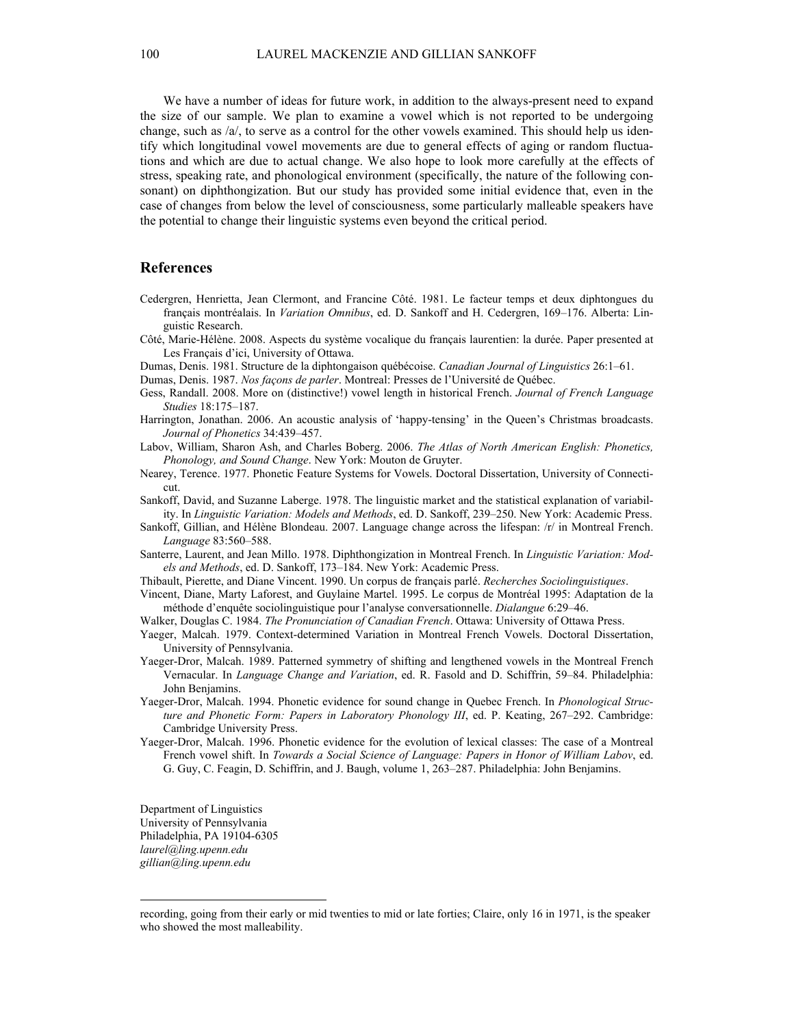We have a number of ideas for future work, in addition to the always-present need to expand the size of our sample. We plan to examine a vowel which is not reported to be undergoing change, such as /a/, to serve as a control for the other vowels examined. This should help us identify which longitudinal vowel movements are due to general effects of aging or random fluctuations and which are due to actual change. We also hope to look more carefully at the effects of stress, speaking rate, and phonological environment (specifically, the nature of the following consonant) on diphthongization. But our study has provided some initial evidence that, even in the case of changes from below the level of consciousness, some particularly malleable speakers have the potential to change their linguistic systems even beyond the critical period.

## References

Cedergren, Henrietta, Jean Clermont, and Francine Côté. 1981. Le facteur temps et deux diphtongues du français montréalais. In *Variation Omnibus*, ed. D. Sankoff and H. Cedergren, 169–176. Alberta: Linguistic Research.

Côté, Marie-Hélène. 2008. Aspects du système vocalique du français laurentien: la durée. Paper presented at Les Français d'ici, University of Ottawa.

Dumas, Denis. 1981. Structure de la diphtongaison québécoise. *Canadian Journal of Linguistics* 26:1–61.

Dumas, Denis. 1987. *Nos façons de parler*. Montreal: Presses de l'Université de Québec.

Gess, Randall. 2008. More on (distinctive!) vowel length in historical French. *Journal of French Language Studies* 18:175–187.

Harrington, Jonathan. 2006. An acoustic analysis of 'happy-tensing' in the Queen's Christmas broadcasts. *Journal of Phonetics* 34:439–457.

Labov, William, Sharon Ash, and Charles Boberg. 2006. *The Atlas of North American English: Phonetics, Phonology, and Sound Change*. New York: Mouton de Gruyter.

Nearey, Terence. 1977. Phonetic Feature Systems for Vowels. Doctoral Dissertation, University of Connecticut.

Sankoff, David, and Suzanne Laberge. 1978. The linguistic market and the statistical explanation of variability. In *Linguistic Variation: Models and Methods*, ed. D. Sankoff, 239–250. New York: Academic Press.

Sankoff, Gillian, and Hélène Blondeau. 2007. Language change across the lifespan: /r/ in Montreal French. *Language* 83:560–588.

Santerre, Laurent, and Jean Millo. 1978. Diphthongization in Montreal French. In *Linguistic Variation: Models and Methods*, ed. D. Sankoff, 173–184. New York: Academic Press.

Thibault, Pierette, and Diane Vincent. 1990. Un corpus de français parlé. *Recherches Sociolinguistiques*.

Vincent, Diane, Marty Laforest, and Guylaine Martel. 1995. Le corpus de Montréal 1995: Adaptation de la méthode d'enquête sociolinguistique pour l'analyse conversationnelle. *Dialangue* 6:29–46.

Walker, Douglas C. 1984. *The Pronunciation of Canadian French*. Ottawa: University of Ottawa Press.

Yaeger, Malcah. 1979. Context-determined Variation in Montreal French Vowels. Doctoral Dissertation, University of Pennsylvania.

Yaeger-Dror, Malcah. 1989. Patterned symmetry of shifting and lengthened vowels in the Montreal French Vernacular. In *Language Change and Variation*, ed. R. Fasold and D. Schiffrin, 59–84. Philadelphia: John Benjamins.

Yaeger-Dror, Malcah. 1994. Phonetic evidence for sound change in Quebec French. In *Phonological Structure and Phonetic Form: Papers in Laboratory Phonology III*, ed. P. Keating, 267–292. Cambridge: Cambridge University Press.

Yaeger-Dror, Malcah. 1996. Phonetic evidence for the evolution of lexical classes: The case of a Montreal French vowel shift. In *Towards a Social Science of Language: Papers in Honor of William Labov*, ed. G. Guy, C. Feagin, D. Schiffrin, and J. Baugh, volume 1, 263–287. Philadelphia: John Benjamins.

Department of Linguistics
University of Pennsylvania
Philadelphia, PA 19104-6305
*laurel@ling.upenn.edu*
*gillian@ling.upenn.edu*

---

recording, going from their early or mid twenties to mid or late forties; Claire, only 16 in 1971, is the speaker who showed the most malleability.